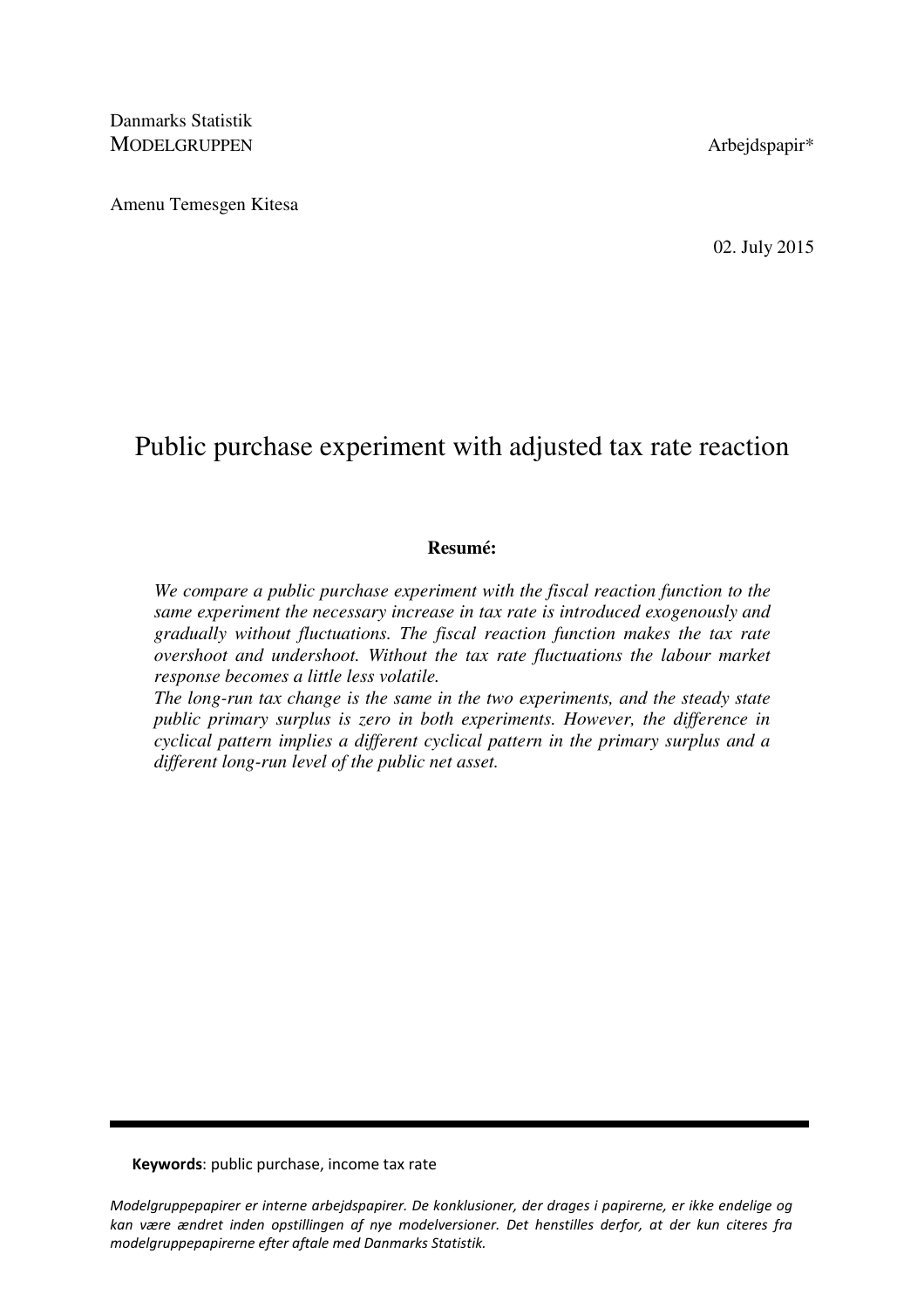Danmarks Statistik  
MODELGRUPPEN

Arbejdspapir*

Amenu Temesgen Kitesa

02. July 2015

# Public purchase experiment with adjusted tax rate reaction

**Resumé:**

*We compare a public purchase experiment with the fiscal reaction function to the same experiment the necessary increase in tax rate is introduced exogenously and gradually without fluctuations. The fiscal reaction function makes the tax rate overshoot and undershoot. Without the tax rate fluctuations the labour market response becomes a little less volatile.*

*The long-run tax change is the same in the two experiments, and the steady state public primary surplus is zero in both experiments. However, the difference in cyclical pattern implies a different cyclical pattern in the primary surplus and a different long-run level of the public net asset.*

---

**Keywords**: public purchase, income tax rate

*Modelgruppepapirer er interne arbejdspapirer. De konklusioner, der drages i papirerne, er ikke endelige og kan være ændret inden opstillingen af nye modelversioner. Det henstilles derfor, at der kun citeres fra modelgruppepapirerne efter aftale med Danmarks Statistik.*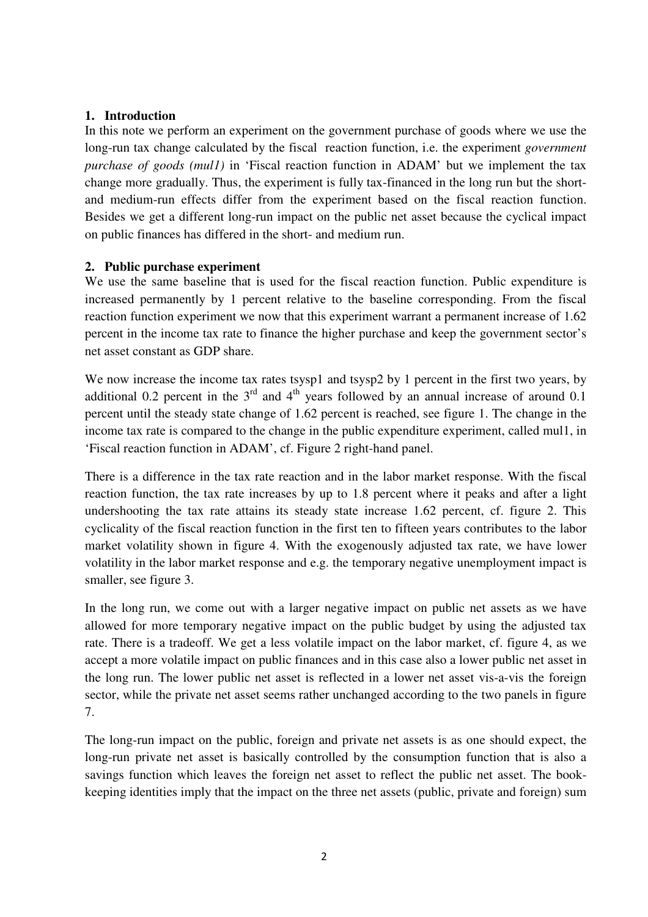## 1. Introduction

In this note we perform an experiment on the government purchase of goods where we use the long-run tax change calculated by the fiscal reaction function, i.e. the experiment *government purchase of goods (mul1)* in 'Fiscal reaction function in ADAM' but we implement the tax change more gradually. Thus, the experiment is fully tax-financed in the long run but the short- and medium-run effects differ from the experiment based on the fiscal reaction function. Besides we get a different long-run impact on the public net asset because the cyclical impact on public finances has differed in the short- and medium run.

## 2. Public purchase experiment

We use the same baseline that is used for the fiscal reaction function. Public expenditure is increased permanently by 1 percent relative to the baseline corresponding. From the fiscal reaction function experiment we now that this experiment warrant a permanent increase of 1.62 percent in the income tax rate to finance the higher purchase and keep the government sector's net asset constant as GDP share.

We now increase the income tax rates tsysp1 and tsysp2 by 1 percent in the first two years, by additional 0.2 percent in the 3rd and 4th years followed by an annual increase of around 0.1 percent until the steady state change of 1.62 percent is reached, see figure 1. The change in the income tax rate is compared to the change in the public expenditure experiment, called mul1, in 'Fiscal reaction function in ADAM', cf. Figure 2 right-hand panel.

There is a difference in the tax rate reaction and in the labor market response. With the fiscal reaction function, the tax rate increases by up to 1.8 percent where it peaks and after a light undershooting the tax rate attains its steady state increase 1.62 percent, cf. figure 2. This cyclicality of the fiscal reaction function in the first ten to fifteen years contributes to the labor market volatility shown in figure 4. With the exogenously adjusted tax rate, we have lower volatility in the labor market response and e.g. the temporary negative unemployment impact is smaller, see figure 3.

In the long run, we come out with a larger negative impact on public net assets as we have allowed for more temporary negative impact on the public budget by using the adjusted tax rate. There is a tradeoff. We get a less volatile impact on the labor market, cf. figure 4, as we accept a more volatile impact on public finances and in this case also a lower public net asset in the long run. The lower public net asset is reflected in a lower net asset vis-a-vis the foreign sector, while the private net asset seems rather unchanged according to the two panels in figure 7.

The long-run impact on the public, foreign and private net assets is as one should expect, the long-run private net asset is basically controlled by the consumption function that is also a savings function which leaves the foreign net asset to reflect the public net asset. The book-keeping identities imply that the impact on the three net assets (public, private and foreign) sum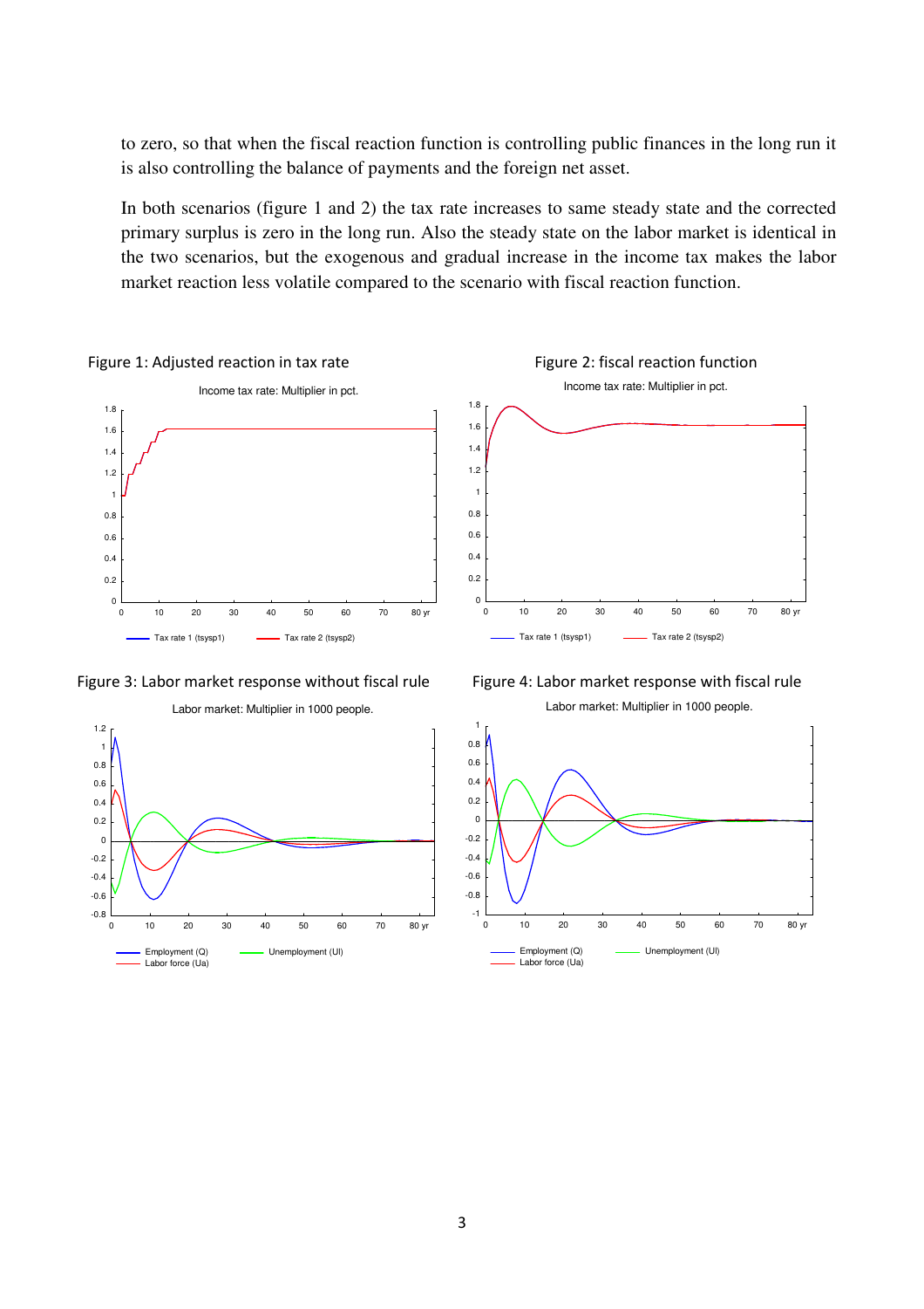to zero, so that when the fiscal reaction function is controlling public finances in the long run it is also controlling the balance of payments and the foreign net asset.

In both scenarios (figure 1 and 2) the tax rate increases to same steady state and the corrected primary surplus is zero in the long run. Also the steady state on the labor market is identical in the two scenarios, but the exogenous and gradual increase in the income tax makes the labor market reaction less volatile compared to the scenario with fiscal reaction function.

Figure 1: Adjusted reaction in tax rate

Figure 2: fiscal reaction function

Figure 3: Labor market response without fiscal rule

Figure 4: Labor market response with fiscal rule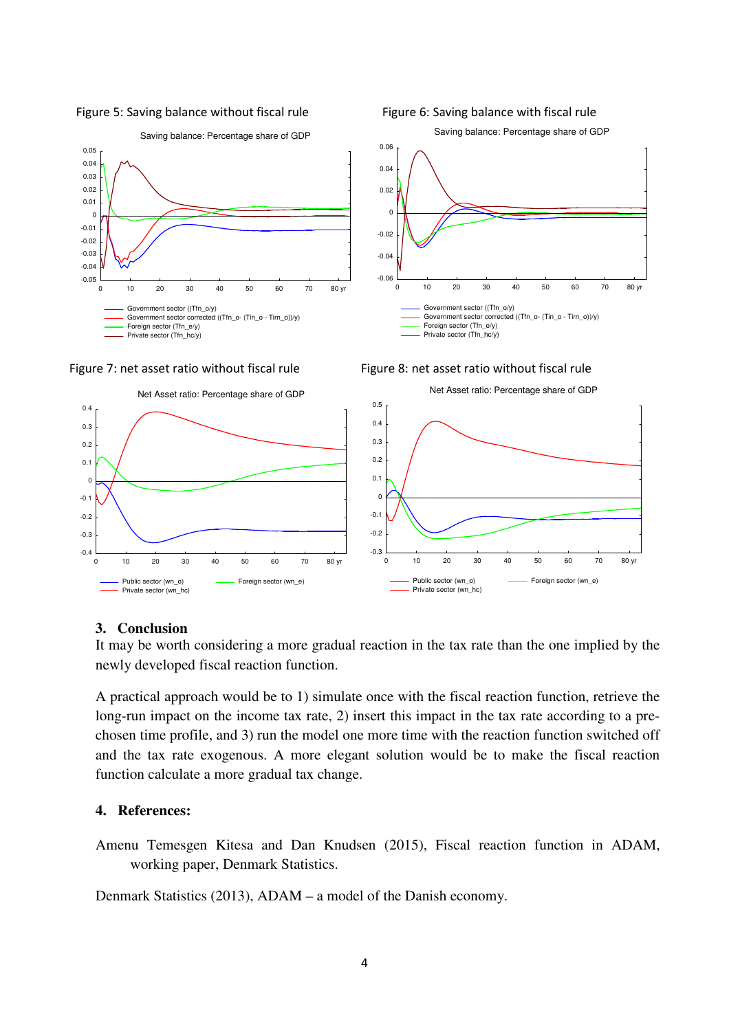Figure 5: Saving balance without fiscal rule

Saving balance: Percentage share of GDP

0.05
0.04
0.03
0.02
0.01
0
-0.01
-0.02
-0.03
-0.04
-0.05

0 10 20 30 40 50 60 70 80 yr

Government sector ((Tfn_o/y)
Government sector corrected ((Tfn_o- (Tin_o - Tirn_o))/y)
Foreign sector (Tfn_e/y)
Private sector (Tfn_hc/y)

Figure 6: Saving balance with fiscal rule

Saving balance: Percentage share of GDP

0.06
0.04
0.02
0
-0.02
-0.04
-0.06

0 10 20 30 40 50 60 70 80 yr

Government sector ((Tfn_o/y)
Government sector corrected ((Tfn_o- (Tin_o - Tirn_o))/y)
Foreign sector (Tfn_e/y)
Private sector (Tfn_hc/y)

Figure 7: net asset ratio without fiscal rule

Net Asset ratio: Percentage share of GDP

0.4
0.3
0.2
0.1
0
-0.1
-0.2
-0.3
-0.4

0 10 20 30 40 50 60 70 80 yr

Public sector (wn_o)
Private sector (wn_hc)
Foreign sector (wn_e)

Figure 8: net asset ratio without fiscal rule

Net Asset ratio: Percentage share of GDP

0.5
0.4
0.3
0.2
0.1
0
-0.1
-0.2
-0.3

0 10 20 30 40 50 60 70 80 yr

Public sector (wn_o)
Private sector (wn_hc)
Foreign sector (wn_e)

## 3. Conclusion

It may be worth considering a more gradual reaction in the tax rate than the one implied by the newly developed fiscal reaction function.

A practical approach would be to 1) simulate once with the fiscal reaction function, retrieve the long-run impact on the income tax rate, 2) insert this impact in the tax rate according to a pre-chosen time profile, and 3) run the model one more time with the reaction function switched off and the tax rate exogenous. A more elegant solution would be to make the fiscal reaction function calculate a more gradual tax change.

## 4. References:

Amenu Temesgen Kitesa and Dan Knudsen (2015), Fiscal reaction function in ADAM, working paper, Denmark Statistics.

Denmark Statistics (2013), ADAM – a model of the Danish economy.